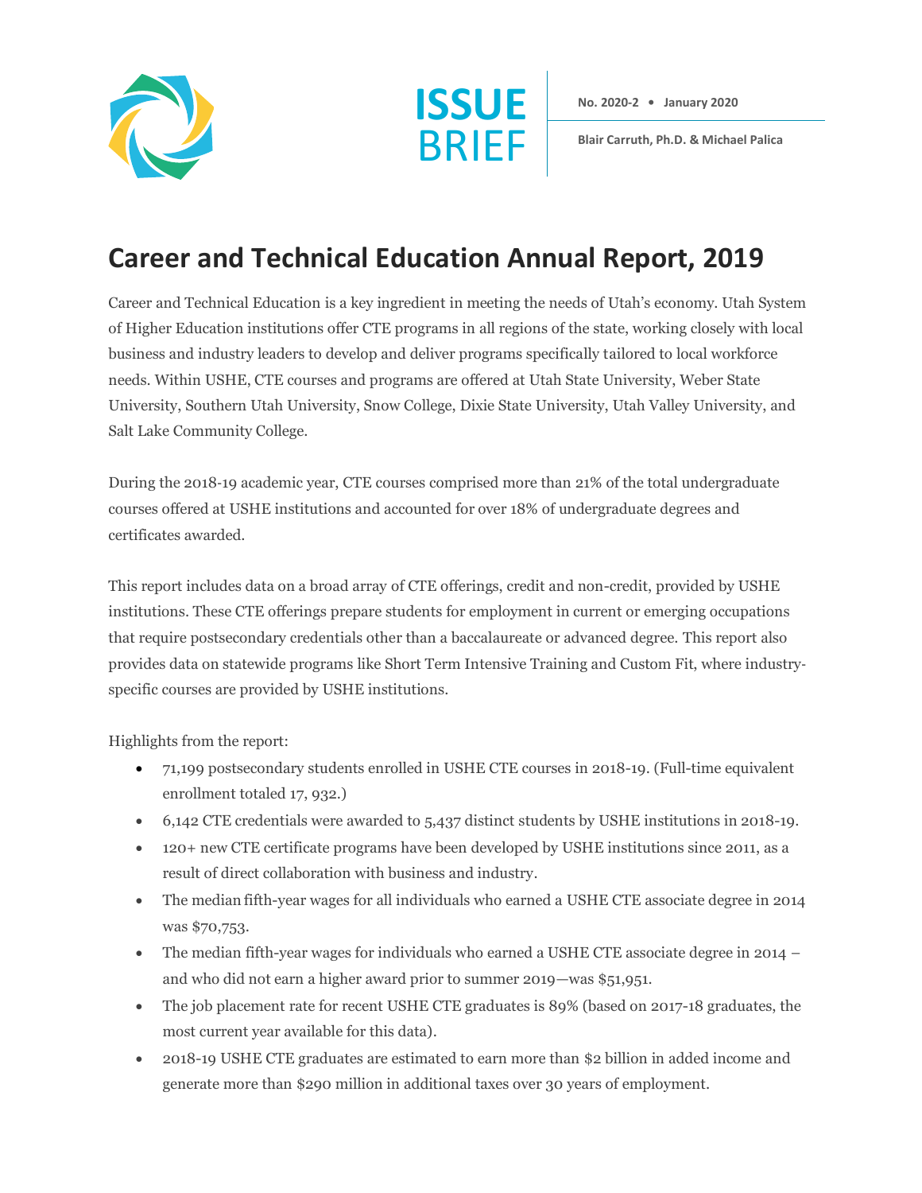# ISSUE BRIEF

**No. 2020-2 • January 2020**

**Blair Carruth, Ph.D. & Michael Palica**

# Career and Technical Education Annual Report, 2019

Career and Technical Education is a key ingredient in meeting the needs of Utah's economy. Utah System of Higher Education institutions offer CTE programs in all regions of the state, working closely with local business and industry leaders to develop and deliver programs specifically tailored to local workforce needs. Within USHE, CTE courses and programs are offered at Utah State University, Weber State University, Southern Utah University, Snow College, Dixie State University, Utah Valley University, and Salt Lake Community College.

During the 2018-19 academic year, CTE courses comprised more than 21% of the total undergraduate courses offered at USHE institutions and accounted for over 18% of undergraduate degrees and certificates awarded.

This report includes data on a broad array of CTE offerings, credit and non-credit, provided by USHE institutions. These CTE offerings prepare students for employment in current or emerging occupations that require postsecondary credentials other than a baccalaureate or advanced degree. This report also provides data on statewide programs like Short Term Intensive Training and Custom Fit, where industry-specific courses are provided by USHE institutions.

Highlights from the report:

- 71,199 postsecondary students enrolled in USHE CTE courses in 2018-19. (Full-time equivalent enrollment totaled 17, 932.)
- 6,142 CTE credentials were awarded to 5,437 distinct students by USHE institutions in 2018-19.
- 120+ new CTE certificate programs have been developed by USHE institutions since 2011, as a result of direct collaboration with business and industry.
- The median fifth-year wages for all individuals who earned a USHE CTE associate degree in 2014 was $70,753.
- The median fifth-year wages for individuals who earned a USHE CTE associate degree in 2014 – and who did not earn a higher award prior to summer 2019—was $51,951.
- The job placement rate for recent USHE CTE graduates is 89% (based on 2017-18 graduates, the most current year available for this data).
- 2018-19 USHE CTE graduates are estimated to earn more than $2 billion in added income and generate more than $290 million in additional taxes over 30 years of employment.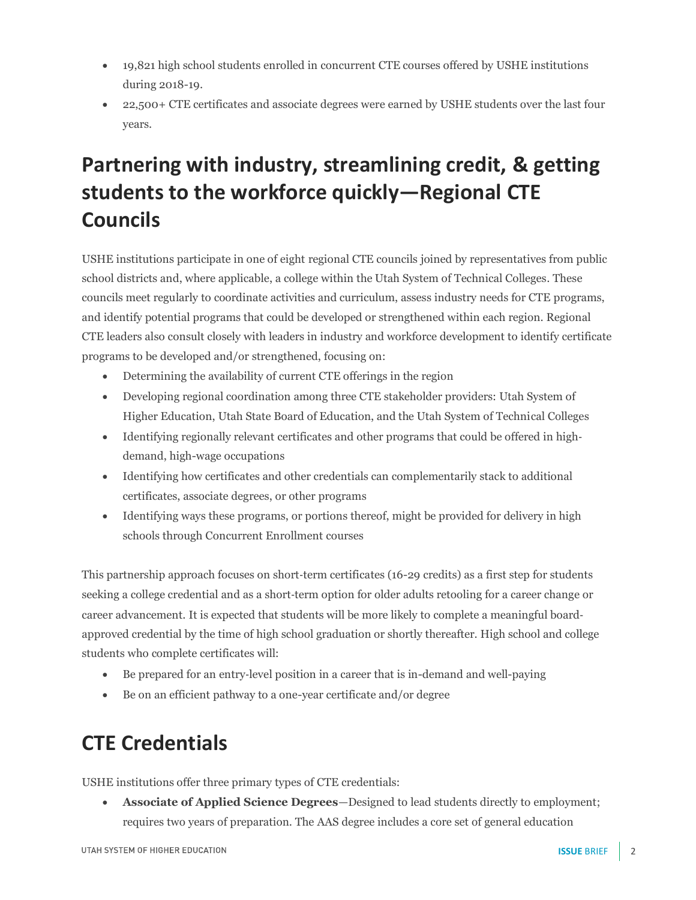- 19,821 high school students enrolled in concurrent CTE courses offered by USHE institutions during 2018-19.
- 22,500+ CTE certificates and associate degrees were earned by USHE students over the last four years.

## Partnering with industry, streamlining credit, & getting students to the workforce quickly—Regional CTE Councils

USHE institutions participate in one of eight regional CTE councils joined by representatives from public school districts and, where applicable, a college within the Utah System of Technical Colleges. These councils meet regularly to coordinate activities and curriculum, assess industry needs for CTE programs, and identify potential programs that could be developed or strengthened within each region. Regional CTE leaders also consult closely with leaders in industry and workforce development to identify certificate programs to be developed and/or strengthened, focusing on:

- Determining the availability of current CTE offerings in the region
- Developing regional coordination among three CTE stakeholder providers: Utah System of Higher Education, Utah State Board of Education, and the Utah System of Technical Colleges
- Identifying regionally relevant certificates and other programs that could be offered in high-demand, high-wage occupations
- Identifying how certificates and other credentials can complementarily stack to additional certificates, associate degrees, or other programs
- Identifying ways these programs, or portions thereof, might be provided for delivery in high schools through Concurrent Enrollment courses

This partnership approach focuses on short-term certificates (16-29 credits) as a first step for students seeking a college credential and as a short-term option for older adults retooling for a career change or career advancement. It is expected that students will be more likely to complete a meaningful board-approved credential by the time of high school graduation or shortly thereafter. High school and college students who complete certificates will:

- Be prepared for an entry-level position in a career that is in-demand and well-paying
- Be on an efficient pathway to a one-year certificate and/or degree

## CTE Credentials

USHE institutions offer three primary types of CTE credentials:

- **Associate of Applied Science Degrees**—Designed to lead students directly to employment; requires two years of preparation. The AAS degree includes a core set of general education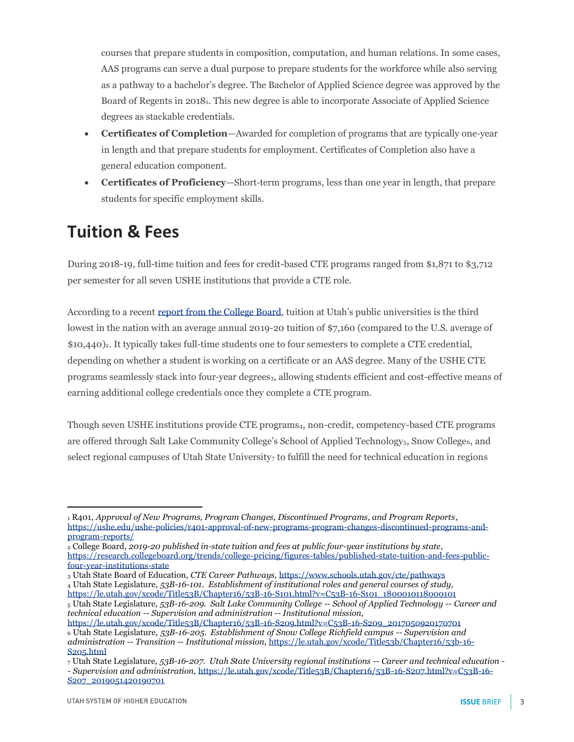courses that prepare students in composition, computation, and human relations. In some cases, AAS programs can serve a dual purpose to prepare students for the workforce while also serving as a pathway to a bachelor's degree. The Bachelor of Applied Science degree was approved by the Board of Regents in 2018[1]. This new degree is able to incorporate Associate of Applied Science degrees as stackable credentials.

- **Certificates of Completion**—Awarded for completion of programs that are typically one-year in length and that prepare students for employment. Certificates of Completion also have a general education component.
- **Certificates of Proficiency**—Short-term programs, less than one year in length, that prepare students for specific employment skills.

## Tuition & Fees

During 2018-19, full-time tuition and fees for credit-based CTE programs ranged from $1,871 to $3,712 per semester for all seven USHE institutions that provide a CTE role.

According to a recent [report from the College Board](https://research.collegeboard.org/trends/college-pricing/figures-tables/published-state-tuition-and-fees-public-four-year-institutions-state), tuition at Utah's public universities is the third lowest in the nation with an average annual 2019-20 tuition of $7,160 (compared to the U.S. average of $10,440)[2]. It typically takes full-time students one to four semesters to complete a CTE credential, depending on whether a student is working on a certificate or an AAS degree. Many of the USHE CTE programs seamlessly stack into four-year degrees[3], allowing students efficient and cost-effective means of earning additional college credentials once they complete a CTE program.

Though seven USHE institutions provide CTE programs[4], non-credit, competency-based CTE programs are offered through Salt Lake Community College's School of Applied Technology[5], Snow College[6], and select regional campuses of Utah State University[7] to fulfill the need for technical education in regions

---

[1] R401, *Approval of New Programs, Program Changes, Discontinued Programs, and Program Reports*, https://ushe.edu/ushe-policies/r401-approval-of-new-programs-program-changes-discontinued-programs-and-program-reports/

[2] College Board, *2019-20 published in-state tuition and fees at public four-year institutions by state*, https://research.collegeboard.org/trends/college-pricing/figures-tables/published-state-tuition-and-fees-public-four-year-institutions-state

[3] Utah State Board of Education, *CTE Career Pathways,* https://www.schools.utah.gov/cte/pathways

[4] Utah State Legislature, *53B-16-101. Establishment of institutional roles and general courses of study,* https://le.utah.gov/xcode/Title53B/Chapter16/53B-16-S101.html?v=C53B-16-S101_1800010118000101

[5] Utah State Legislature, *53B-16-209. Salt Lake Community College -- School of Applied Technology -- Career and technical education -- Supervision and administration -- Institutional mission,* https://le.utah.gov/xcode/Title53B/Chapter16/53B-16-S209.html?v=C53B-16-S209_2017050920170701

[6] Utah State Legislature, *53B-16-205. Establishment of Snow College Richfield campus -- Supervision and administration -- Transition -- Institutional mission,* https://le.utah.gov/xcode/Title53b/Chapter16/53b-16-S205.html

[7] Utah State Legislature, *53B-16-207. Utah State University regional institutions -- Career and technical education -- Supervision and administration,* https://le.utah.gov/xcode/Title53B/Chapter16/53B-16-S207.html?v=C53B-16-S207_2019051420190701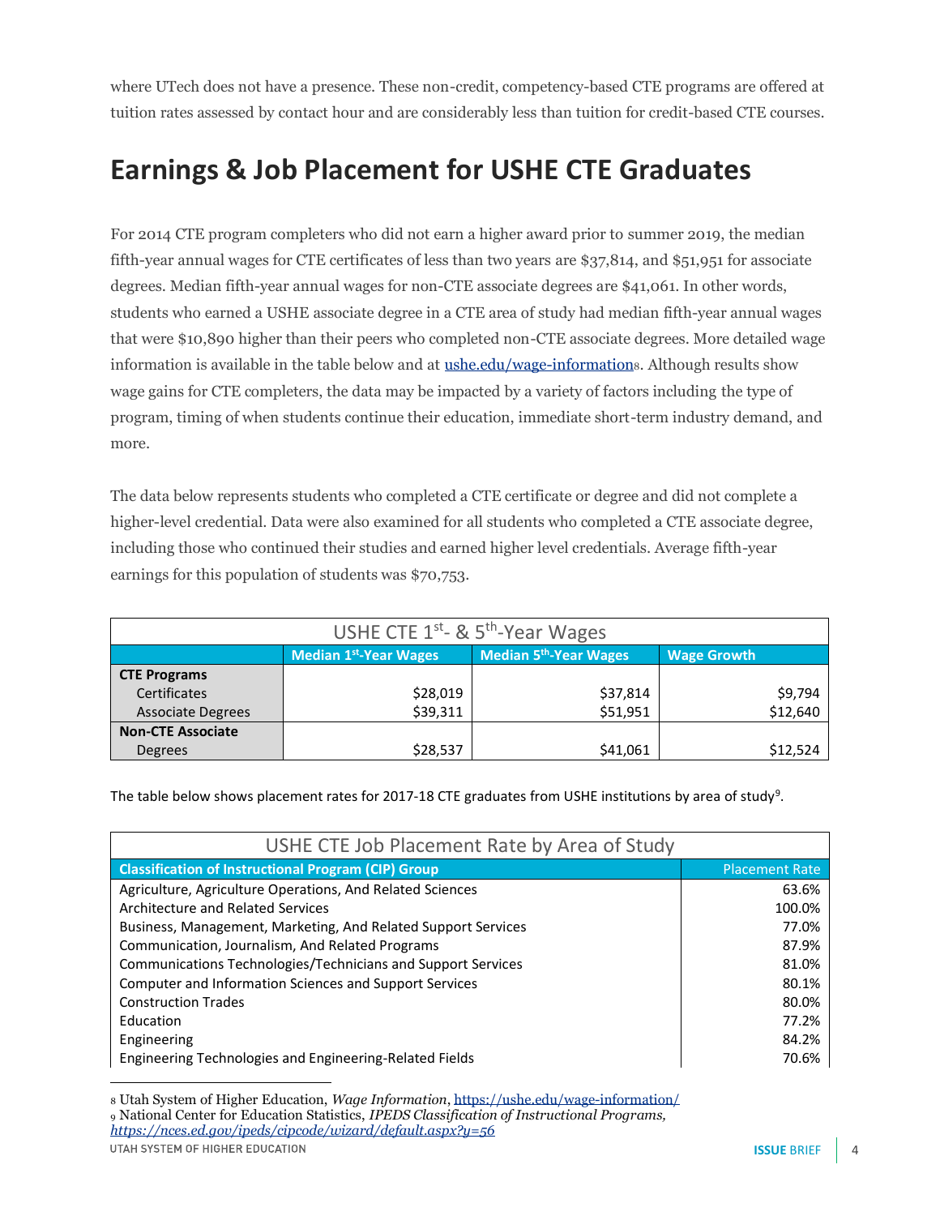where UTech does not have a presence. These non-credit, competency-based CTE programs are offered at tuition rates assessed by contact hour and are considerably less than tuition for credit-based CTE courses.

## Earnings & Job Placement for USHE CTE Graduates

For 2014 CTE program completers who did not earn a higher award prior to summer 2019, the median fifth-year annual wages for CTE certificates of less than two years are $37,814, and $51,951 for associate degrees. Median fifth-year annual wages for non-CTE associate degrees are $41,061. In other words, students who earned a USHE associate degree in a CTE area of study had median fifth-year annual wages that were $10,890 higher than their peers who completed non-CTE associate degrees. More detailed wage information is available in the table below and at ushe.edu/wage-information[8]. Although results show wage gains for CTE completers, the data may be impacted by a variety of factors including the type of program, timing of when students continue their education, immediate short-term industry demand, and more.

The data below represents students who completed a CTE certificate or degree and did not complete a higher-level credential. Data were also examined for all students who completed a CTE associate degree, including those who continued their studies and earned higher level credentials. Average fifth-year earnings for this population of students was $70,753.

USHE CTE 1st- & 5th-Year Wages

| | Median 1st-Year Wages | Median 5th-Year Wages | Wage Growth |
|---|---|---|---|
| **CTE Programs** | | | |
| Certificates | $28,019 | $37,814 | $9,794 |
| Associate Degrees | $39,311 | $51,951 | $12,640 |
| **Non-CTE Associate Degrees** | $28,537 | $41,061 | $12,524 |

The table below shows placement rates for 2017-18 CTE graduates from USHE institutions by area of study[9].

USHE CTE Job Placement Rate by Area of Study

| Classification of Instructional Program (CIP) Group | Placement Rate |
|---|---|
| Agriculture, Agriculture Operations, And Related Sciences | 63.6% |
| Architecture and Related Services | 100.0% |
| Business, Management, Marketing, And Related Support Services | 77.0% |
| Communication, Journalism, And Related Programs | 87.9% |
| Communications Technologies/Technicians and Support Services | 81.0% |
| Computer and Information Sciences and Support Services | 80.1% |
| Construction Trades | 80.0% |
| Education | 77.2% |
| Engineering | 84.2% |
| Engineering Technologies and Engineering-Related Fields | 70.6% |

8 Utah System of Higher Education, *Wage Information*, https://ushe.edu/wage-information/

9 National Center for Education Statistics, *IPEDS Classification of Instructional Programs, https://nces.ed.gov/ipeds/cipcode/wizard/default.aspx?y=56*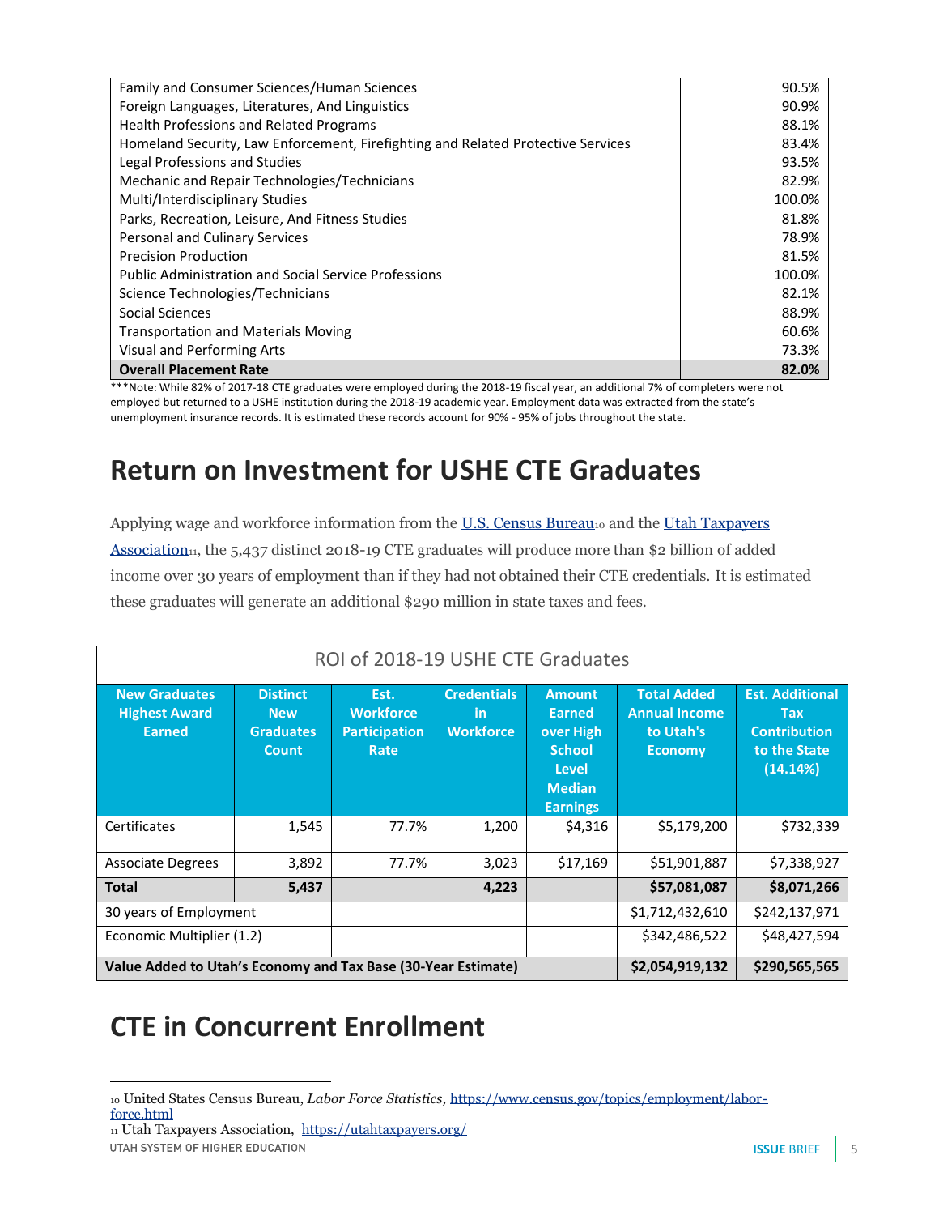| | |
|---|---|
| Family and Consumer Sciences/Human Sciences | 90.5% |
| Foreign Languages, Literatures, And Linguistics | 90.9% |
| Health Professions and Related Programs | 88.1% |
| Homeland Security, Law Enforcement, Firefighting and Related Protective Services | 83.4% |
| Legal Professions and Studies | 93.5% |
| Mechanic and Repair Technologies/Technicians | 82.9% |
| Multi/Interdisciplinary Studies | 100.0% |
| Parks, Recreation, Leisure, And Fitness Studies | 81.8% |
| Personal and Culinary Services | 78.9% |
| Precision Production | 81.5% |
| Public Administration and Social Service Professions | 100.0% |
| Science Technologies/Technicians | 82.1% |
| Social Sciences | 88.9% |
| Transportation and Materials Moving | 60.6% |
| Visual and Performing Arts | 73.3% |
| **Overall Placement Rate** | **82.0%** |

***Note: While 82% of 2017-18 CTE graduates were employed during the 2018-19 fiscal year, an additional 7% of completers were not employed but returned to a USHE institution during the 2018-19 academic year. Employment data was extracted from the state's unemployment insurance records. It is estimated these records account for 90% - 95% of jobs throughout the state.

# Return on Investment for USHE CTE Graduates

Applying wage and workforce information from the U.S. Census Bureau[10] and the Utah Taxpayers Association[11], the 5,437 distinct 2018-19 CTE graduates will produce more than $2 billion of added income over 30 years of employment than if they had not obtained their CTE credentials. It is estimated these graduates will generate an additional $290 million in state taxes and fees.

ROI of 2018-19 USHE CTE Graduates

| New Graduates Highest Award Earned | Distinct New Graduates Count | Est. Workforce Participation Rate | Credentials in Workforce | Amount Earned over High School Level Median Earnings | Total Added Annual Income to Utah's Economy | Est. Additional Tax Contribution to the State (14.14%) |
|---|---|---|---|---|---|---|
| Certificates | 1,545 | 77.7% | 1,200 | $4,316 | $5,179,200 | $732,339 |
| Associate Degrees | 3,892 | 77.7% | 3,023 | $17,169 | $51,901,887 | $7,338,927 |
| **Total** | **5,437** | | **4,223** | | **$57,081,087** | **$8,071,266** |
| 30 years of Employment | | | | | $1,712,432,610 | $242,137,971 |
| Economic Multiplier (1.2) | | | | | $342,486,522 | $48,427,594 |
| **Value Added to Utah's Economy and Tax Base (30-Year Estimate)** | | | | | **$2,054,919,132** | **$290,565,565** |

# CTE in Concurrent Enrollment

---

[10] United States Census Bureau, *Labor Force Statistics*, https://www.census.gov/topics/employment/labor-force.html

[11] Utah Taxpayers Association, https://utahtaxpayers.org/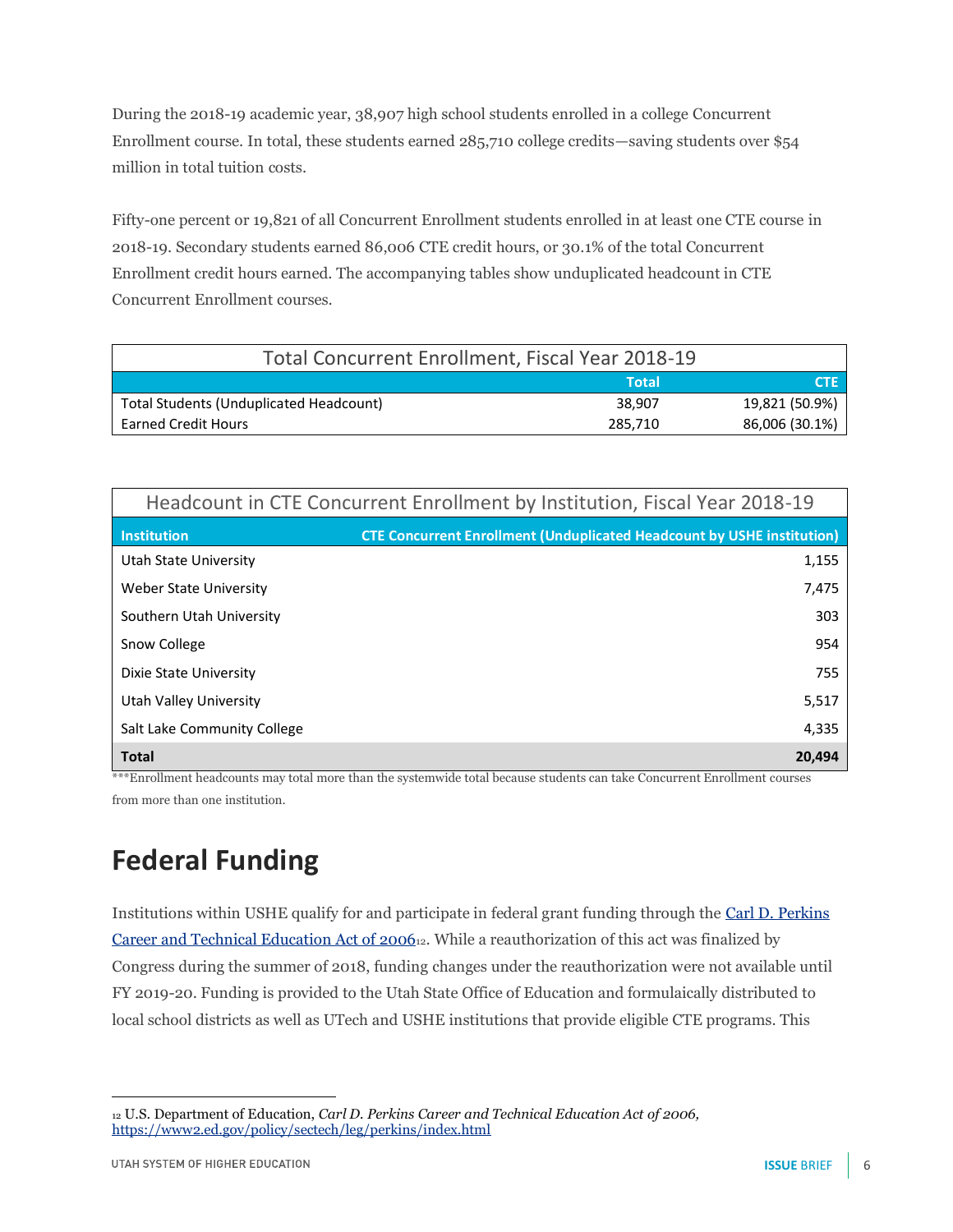During the 2018-19 academic year, 38,907 high school students enrolled in a college Concurrent Enrollment course. In total, these students earned 285,710 college credits—saving students over $54 million in total tuition costs.

Fifty-one percent or 19,821 of all Concurrent Enrollment students enrolled in at least one CTE course in 2018-19. Secondary students earned 86,006 CTE credit hours, or 30.1% of the total Concurrent Enrollment credit hours earned. The accompanying tables show unduplicated headcount in CTE Concurrent Enrollment courses.

**Total Concurrent Enrollment, Fiscal Year 2018-19**

| | Total | CTE |
|---|---|---|
| Total Students (Unduplicated Headcount) | 38,907 | 19,821 (50.9%) |
| Earned Credit Hours | 285,710 | 86,006 (30.1%) |

**Headcount in CTE Concurrent Enrollment by Institution, Fiscal Year 2018-19**

| Institution | CTE Concurrent Enrollment (Unduplicated Headcount by USHE institution) |
|---|---|
| Utah State University | 1,155 |
| Weber State University | 7,475 |
| Southern Utah University | 303 |
| Snow College | 954 |
| Dixie State University | 755 |
| Utah Valley University | 5,517 |
| Salt Lake Community College | 4,335 |
| **Total** | **20,494** |

***Enrollment headcounts may total more than the systemwide total because students can take Concurrent Enrollment courses from more than one institution.

## Federal Funding

Institutions within USHE qualify for and participate in federal grant funding through the [Carl D. Perkins Career and Technical Education Act of 2006](https://www2.ed.gov/policy/sectech/leg/perkins/index.html)[12]. While a reauthorization of this act was finalized by Congress during the summer of 2018, funding changes under the reauthorization were not available until FY 2019-20. Funding is provided to the Utah State Office of Education and formulaically distributed to local school districts as well as UTech and USHE institutions that provide eligible CTE programs. This

[12] U.S. Department of Education, *Carl D. Perkins Career and Technical Education Act of 2006,* https://www2.ed.gov/policy/sectech/leg/perkins/index.html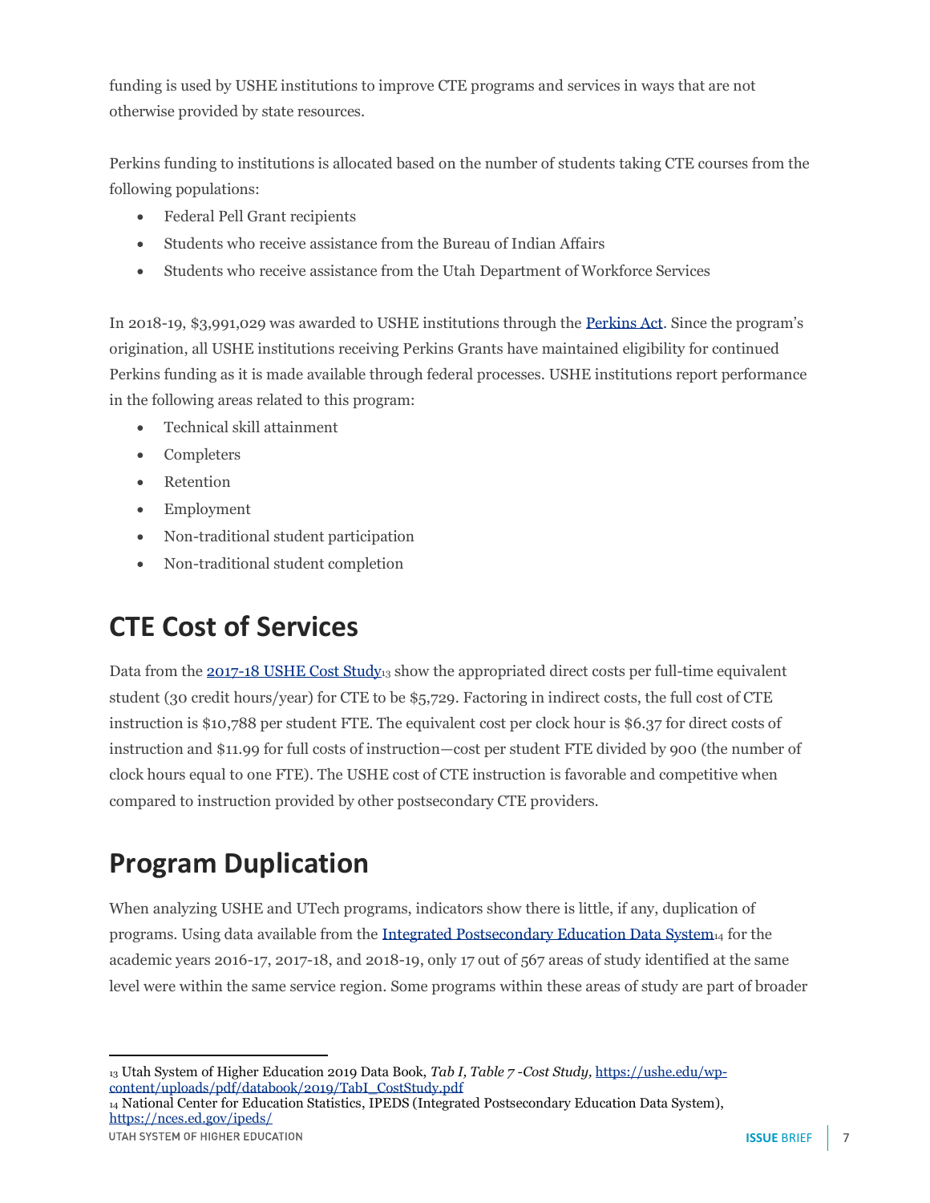funding is used by USHE institutions to improve CTE programs and services in ways that are not otherwise provided by state resources.

Perkins funding to institutions is allocated based on the number of students taking CTE courses from the following populations:

- Federal Pell Grant recipients
- Students who receive assistance from the Bureau of Indian Affairs
- Students who receive assistance from the Utah Department of Workforce Services

In 2018-19, $3,991,029 was awarded to USHE institutions through the [Perkins Act](). Since the program's origination, all USHE institutions receiving Perkins Grants have maintained eligibility for continued Perkins funding as it is made available through federal processes. USHE institutions report performance in the following areas related to this program:

- Technical skill attainment
- Completers
- Retention
- Employment
- Non-traditional student participation
- Non-traditional student completion

## CTE Cost of Services

Data from the [2017-18 USHE Cost Study]()[13] show the appropriated direct costs per full-time equivalent student (30 credit hours/year) for CTE to be $5,729. Factoring in indirect costs, the full cost of CTE instruction is $10,788 per student FTE. The equivalent cost per clock hour is $6.37 for direct costs of instruction and $11.99 for full costs of instruction—cost per student FTE divided by 900 (the number of clock hours equal to one FTE). The USHE cost of CTE instruction is favorable and competitive when compared to instruction provided by other postsecondary CTE providers.

## Program Duplication

When analyzing USHE and UTech programs, indicators show there is little, if any, duplication of programs. Using data available from the [Integrated Postsecondary Education Data System]()[14] for the academic years 2016-17, 2017-18, and 2018-19, only 17 out of 567 areas of study identified at the same level were within the same service region. Some programs within these areas of study are part of broader

---

[13] Utah System of Higher Education 2019 Data Book, *Tab I, Table 7 -Cost Study,* https://ushe.edu/wp-content/uploads/pdf/databook/2019/TabI_CostStudy.pdf

[14] National Center for Education Statistics, IPEDS (Integrated Postsecondary Education Data System), https://nces.ed.gov/ipeds/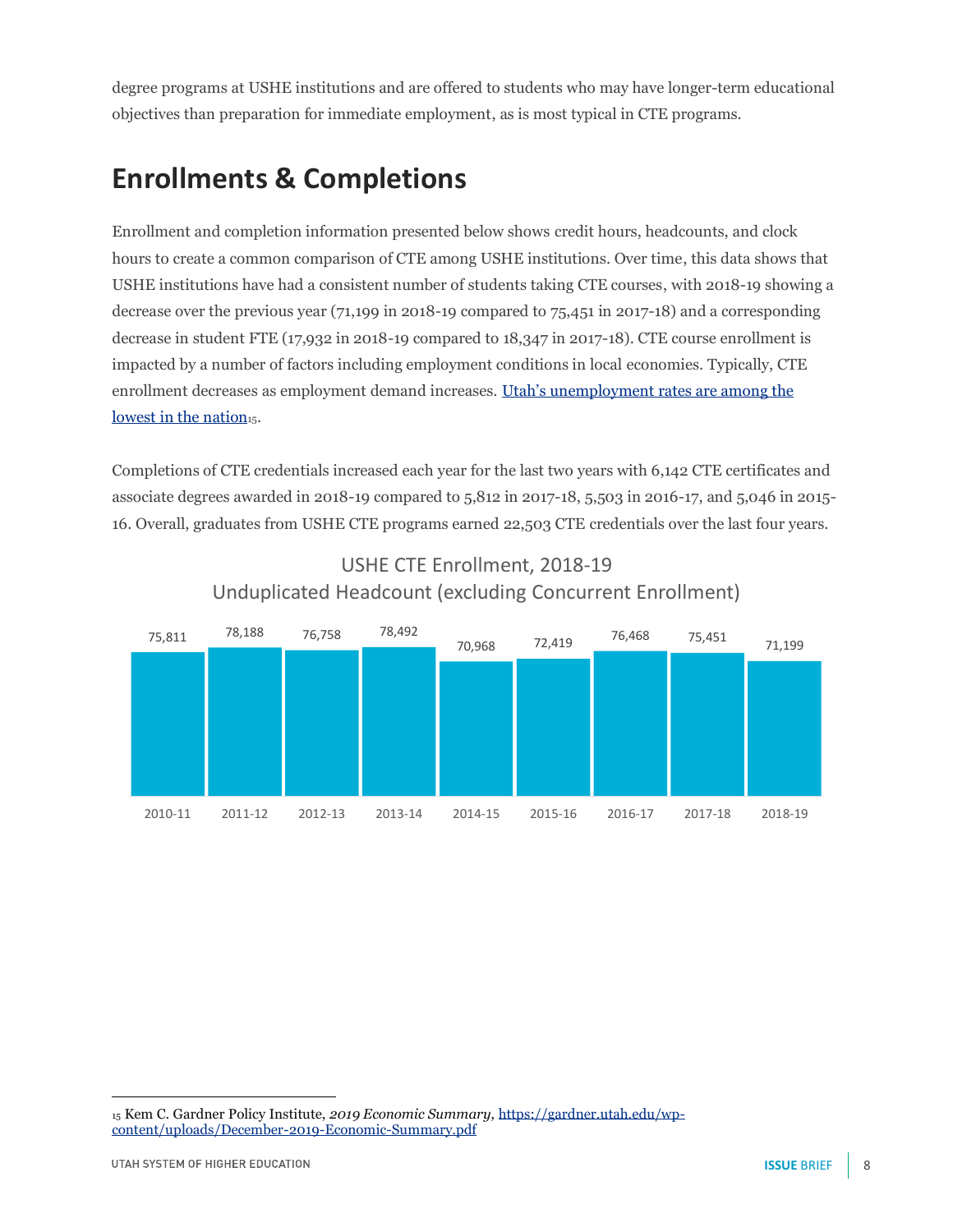degree programs at USHE institutions and are offered to students who may have longer-term educational objectives than preparation for immediate employment, as is most typical in CTE programs.

## Enrollments & Completions

Enrollment and completion information presented below shows credit hours, headcounts, and clock hours to create a common comparison of CTE among USHE institutions. Over time, this data shows that USHE institutions have had a consistent number of students taking CTE courses, with 2018-19 showing a decrease over the previous year (71,199 in 2018-19 compared to 75,451 in 2017-18) and a corresponding decrease in student FTE (17,932 in 2018-19 compared to 18,347 in 2017-18). CTE course enrollment is impacted by a number of factors including employment conditions in local economies. Typically, CTE enrollment decreases as employment demand increases. [Utah's unemployment rates are among the lowest in the nation](https://gardner.utah.edu/wp-content/uploads/December-2019-Economic-Summary.pdf)[15].

Completions of CTE credentials increased each year for the last two years with 6,142 CTE certificates and associate degrees awarded in 2018-19 compared to 5,812 in 2017-18, 5,503 in 2016-17, and 5,046 in 2015-16. Overall, graduates from USHE CTE programs earned 22,503 CTE credentials over the last four years.

**USHE CTE Enrollment, 2018-19**
**Unduplicated Headcount (excluding Concurrent Enrollment)**

| Year | Headcount |
|---|---|
| 2010-11 | 75,811 |
| 2011-12 | 78,188 |
| 2012-13 | 76,758 |
| 2013-14 | 78,492 |
| 2014-15 | 70,968 |
| 2015-16 | 72,419 |
| 2016-17 | 76,468 |
| 2017-18 | 75,451 |
| 2018-19 | 71,199 |

---

[15] Kem C. Gardner Policy Institute, *2019 Economic Summary,* https://gardner.utah.edu/wp-content/uploads/December-2019-Economic-Summary.pdf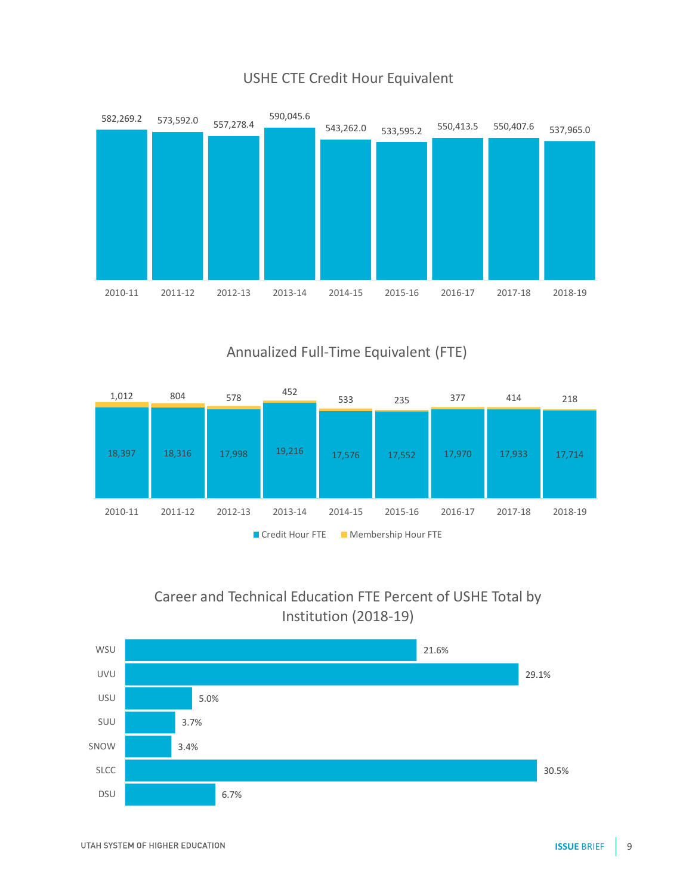## USHE CTE Credit Hour Equivalent

| Year | Credit Hour Equivalent |
|---|---|
| 2010-11 | 582,269.2 |
| 2011-12 | 573,592.0 |
| 2012-13 | 557,278.4 |
| 2013-14 | 590,045.6 |
| 2014-15 | 543,262.0 |
| 2015-16 | 533,595.2 |
| 2016-17 | 550,413.5 |
| 2017-18 | 550,407.6 |
| 2018-19 | 537,965.0 |

## Annualized Full-Time Equivalent (FTE)

| Year | Credit Hour FTE | Membership Hour FTE |
|---|---|---|
| 2010-11 | 18,397 | 1,012 |
| 2011-12 | 18,316 | 804 |
| 2012-13 | 17,998 | 578 |
| 2013-14 | 19,216 | 452 |
| 2014-15 | 17,576 | 533 |
| 2015-16 | 17,552 | 235 |
| 2016-17 | 17,970 | 377 |
| 2017-18 | 17,933 | 414 |
| 2018-19 | 17,714 | 218 |

## Career and Technical Education FTE Percent of USHE Total by Institution (2018-19)

| Institution | Percent |
|---|---|
| WSU | 21.6% |
| UVU | 29.1% |
| USU | 5.0% |
| SUU | 3.7% |
| SNOW | 3.4% |
| SLCC | 30.5% |
| DSU | 6.7% |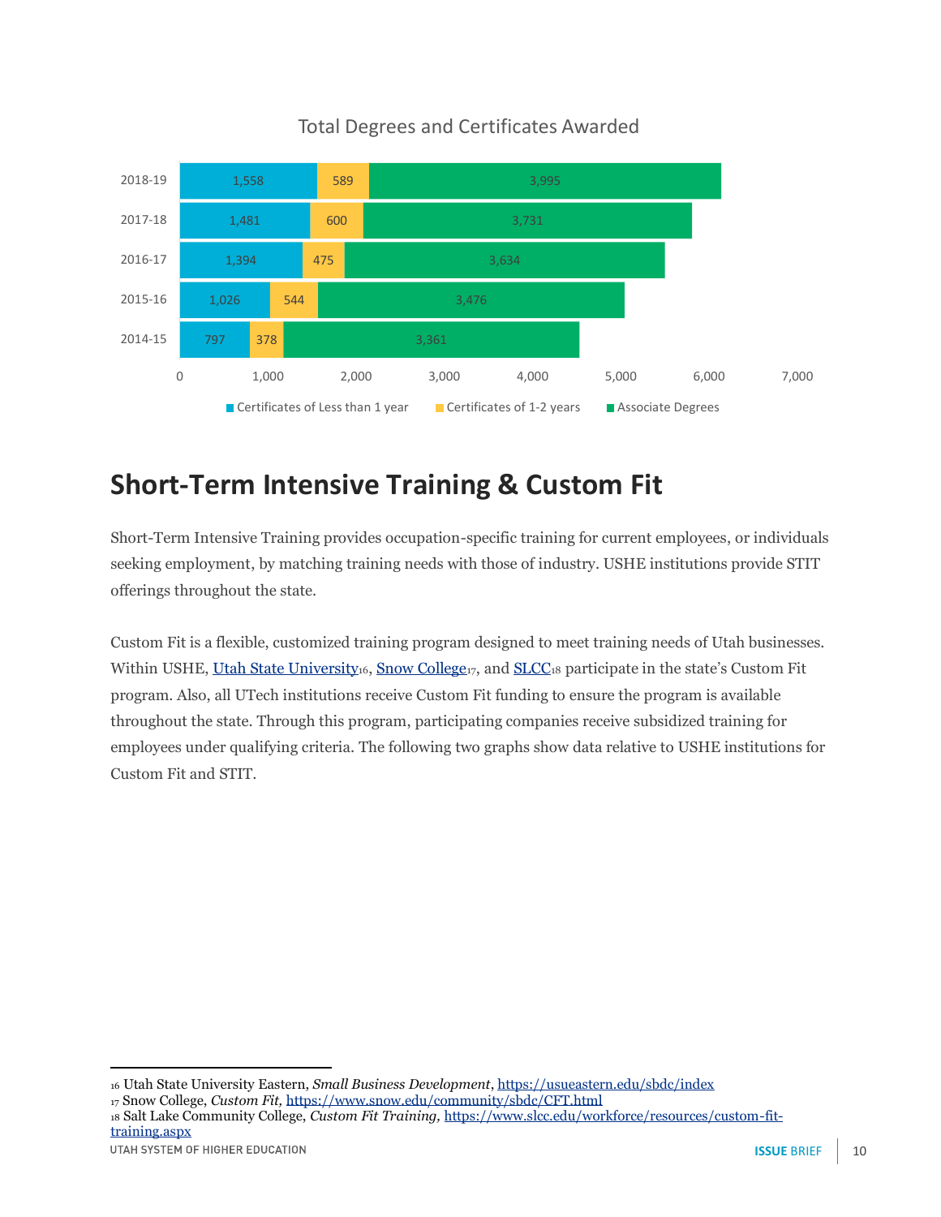Total Degrees and Certificates Awarded

| Year | Certificates of Less than 1 year | Certificates of 1-2 years | Associate Degrees |
| --- | --- | --- | --- |
| 2018-19 | 1,558 | 589 | 3,995 |
| 2017-18 | 1,481 | 600 | 3,731 |
| 2016-17 | 1,394 | 475 | 3,634 |
| 2015-16 | 1,026 | 544 | 3,476 |
| 2014-15 | 797 | 378 | 3,361 |

## Short-Term Intensive Training & Custom Fit

Short-Term Intensive Training provides occupation-specific training for current employees, or individuals seeking employment, by matching training needs with those of industry. USHE institutions provide STIT offerings throughout the state.

Custom Fit is a flexible, customized training program designed to meet training needs of Utah businesses. Within USHE, Utah State University[16], Snow College[17], and SLCC[18] participate in the state's Custom Fit program. Also, all UTech institutions receive Custom Fit funding to ensure the program is available throughout the state. Through this program, participating companies receive subsidized training for employees under qualifying criteria. The following two graphs show data relative to USHE institutions for Custom Fit and STIT.

---

[16] Utah State University Eastern, *Small Business Development*, https://usueastern.edu/sbdc/index

[17] Snow College, *Custom Fit*, https://www.snow.edu/community/sbdc/CFT.html

[18] Salt Lake Community College, *Custom Fit Training*, https://www.slcc.edu/workforce/resources/custom-fit-training.aspx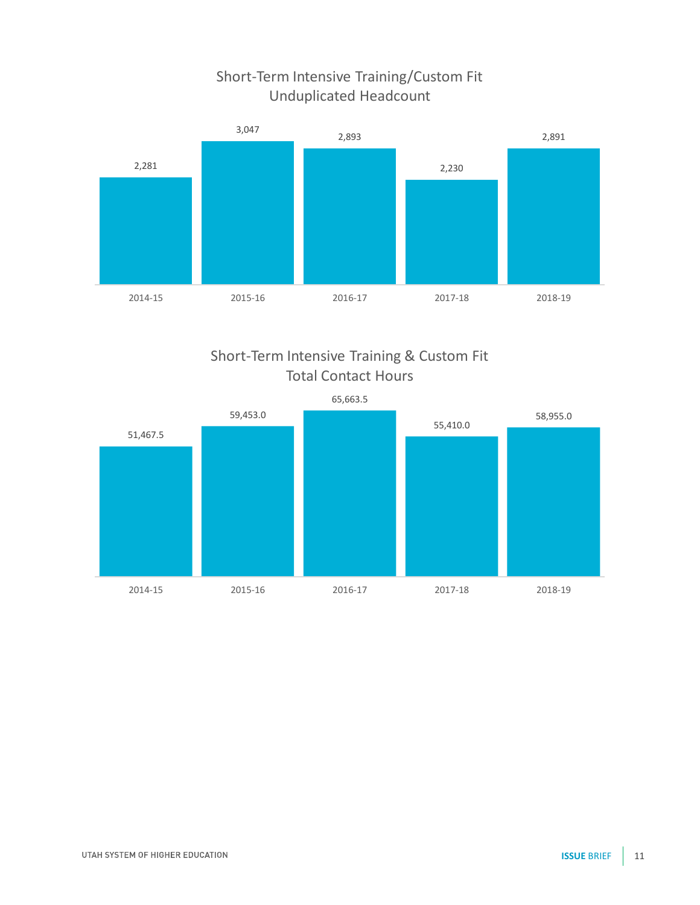## Short-Term Intensive Training/Custom Fit Unduplicated Headcount

| 2014-15 | 2015-16 | 2016-17 | 2017-18 | 2018-19 |
|---|---|---|---|---|
| 2,281 | 3,047 | 2,893 | 2,230 | 2,891 |

## Short-Term Intensive Training & Custom Fit Total Contact Hours

| 2014-15 | 2015-16 | 2016-17 | 2017-18 | 2018-19 |
|---|---|---|---|---|
| 51,467.5 | 59,453.0 | 65,663.5 | 55,410.0 | 58,955.0 |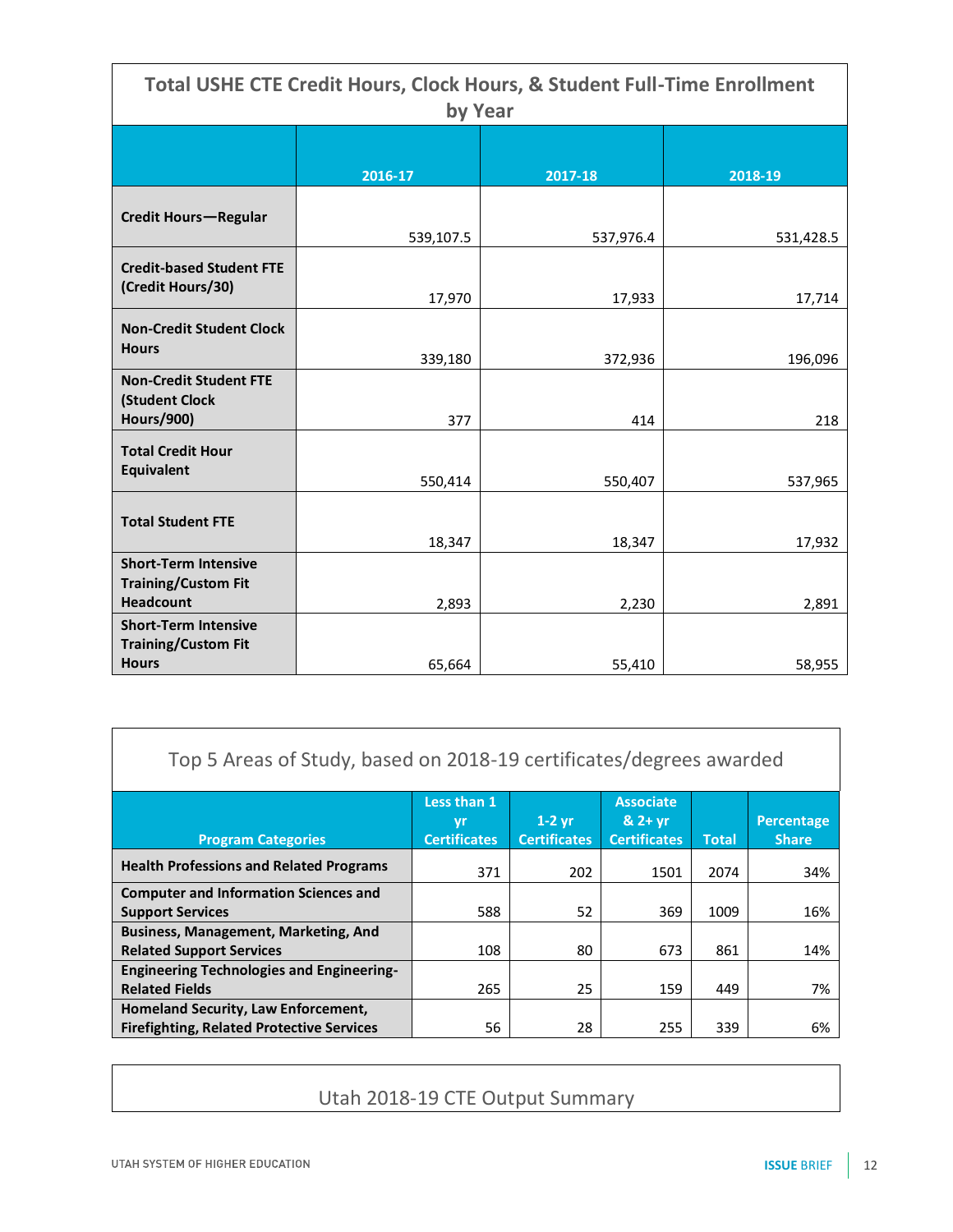| Total USHE CTE Credit Hours, Clock Hours, & Student Full-Time Enrollment by Year | 2016-17 | 2017-18 | 2018-19 |
|---|---|---|---|
| **Credit Hours—Regular** | 539,107.5 | 537,976.4 | 531,428.5 |
| **Credit-based Student FTE (Credit Hours/30)** | 17,970 | 17,933 | 17,714 |
| **Non-Credit Student Clock Hours** | 339,180 | 372,936 | 196,096 |
| **Non-Credit Student FTE (Student Clock Hours/900)** | 377 | 414 | 218 |
| **Total Credit Hour Equivalent** | 550,414 | 550,407 | 537,965 |
| **Total Student FTE** | 18,347 | 18,347 | 17,932 |
| **Short-Term Intensive Training/Custom Fit Headcount** | 2,893 | 2,230 | 2,891 |
| **Short-Term Intensive Training/Custom Fit Hours** | 65,664 | 55,410 | 58,955 |

## Top 5 Areas of Study, based on 2018-19 certificates/degrees awarded

| Program Categories | Less than 1 yr Certificates | 1-2 yr Certificates | Associate & 2+ yr Certificates | Total | Percentage Share |
|---|---|---|---|---|---|
| **Health Professions and Related Programs** | 371 | 202 | 1501 | 2074 | 34% |
| **Computer and Information Sciences and Support Services** | 588 | 52 | 369 | 1009 | 16% |
| **Business, Management, Marketing, And Related Support Services** | 108 | 80 | 673 | 861 | 14% |
| **Engineering Technologies and Engineering-Related Fields** | 265 | 25 | 159 | 449 | 7% |
| **Homeland Security, Law Enforcement, Firefighting, Related Protective Services** | 56 | 28 | 255 | 339 | 6% |

## Utah 2018-19 CTE Output Summary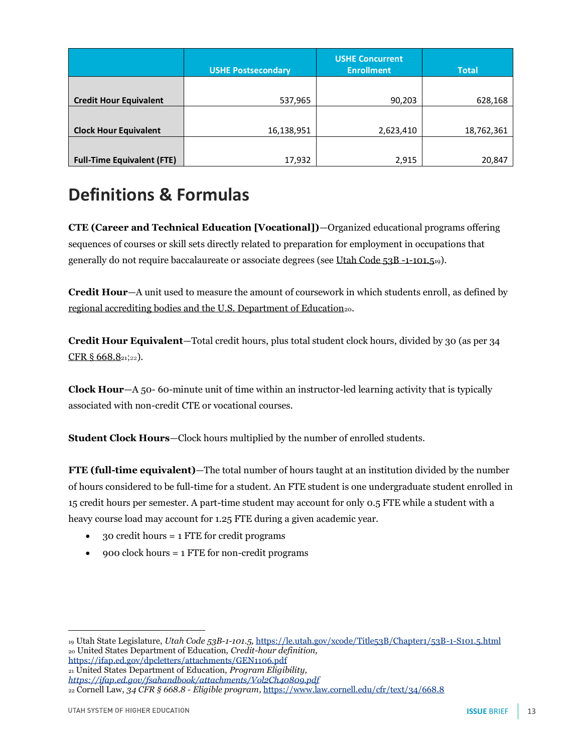| | USHE Postsecondary | USHE Concurrent Enrollment | Total |
|---|---|---|---|
| **Credit Hour Equivalent** | 537,965 | 90,203 | 628,168 |
| **Clock Hour Equivalent** | 16,138,951 | 2,623,410 | 18,762,361 |
| **Full-Time Equivalent (FTE)** | 17,932 | 2,915 | 20,847 |

# Definitions & Formulas

**CTE (Career and Technical Education [Vocational])**—Organized educational programs offering sequences of courses or skill sets directly related to preparation for employment in occupations that generally do not require baccalaureate or associate degrees (see Utah Code 53B -1-101.5[19]).

**Credit Hour**—A unit used to measure the amount of coursework in which students enroll, as defined by regional accrediting bodies and the U.S. Department of Education[20].

**Credit Hour Equivalent**—Total credit hours, plus total student clock hours, divided by 30 (as per 34 CFR § 668.8[21];[22]).

**Clock Hour**—A 50- 60-minute unit of time within an instructor-led learning activity that is typically associated with non-credit CTE or vocational courses.

**Student Clock Hours**—Clock hours multiplied by the number of enrolled students.

**FTE (full-time equivalent)**—The total number of hours taught at an institution divided by the number of hours considered to be full-time for a student. An FTE student is one undergraduate student enrolled in 15 credit hours per semester. A part-time student may account for only 0.5 FTE while a student with a heavy course load may account for 1.25 FTE during a given academic year.

- 30 credit hours = 1 FTE for credit programs
- 900 clock hours = 1 FTE for non-credit programs

---

[19] Utah State Legislature, *Utah Code 53B-1-101.5,* https://le.utah.gov/xcode/Title53B/Chapter1/53B-1-S101.5.html

[20] United States Department of Education, *Credit-hour definition,* https://ifap.ed.gov/dpcletters/attachments/GEN1106.pdf

[21] United States Department of Education, *Program Eligibility, https://ifap.ed.gov/fsahandbook/attachments/Vol2Ch40809.pdf*

[22] Cornell Law, *34 CFR § 668.8 - Eligible program,* https://www.law.cornell.edu/cfr/text/34/668.8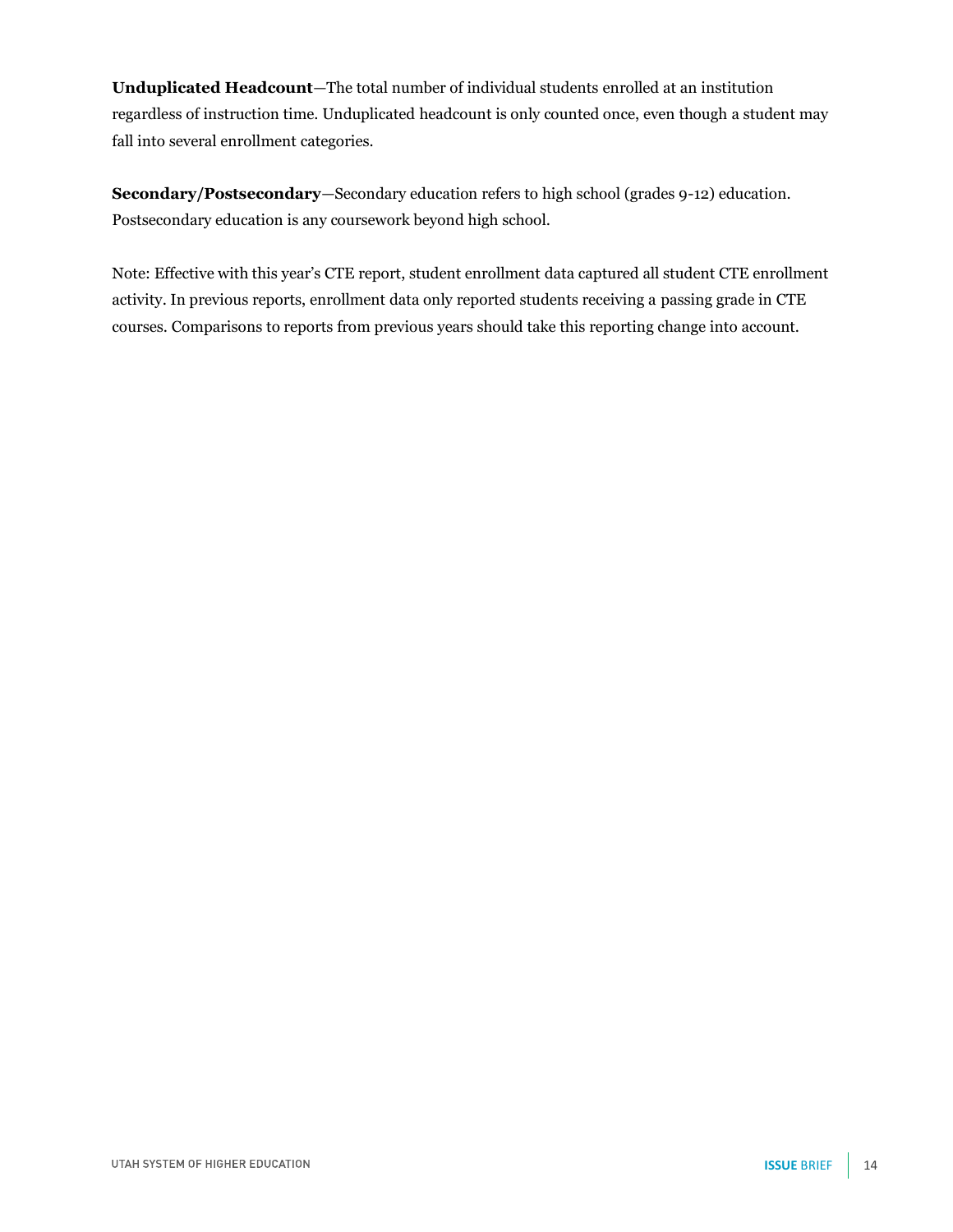**Unduplicated Headcount**—The total number of individual students enrolled at an institution regardless of instruction time. Unduplicated headcount is only counted once, even though a student may fall into several enrollment categories.

**Secondary/Postsecondary**—Secondary education refers to high school (grades 9-12) education. Postsecondary education is any coursework beyond high school.

Note: Effective with this year's CTE report, student enrollment data captured all student CTE enrollment activity. In previous reports, enrollment data only reported students receiving a passing grade in CTE courses. Comparisons to reports from previous years should take this reporting change into account.